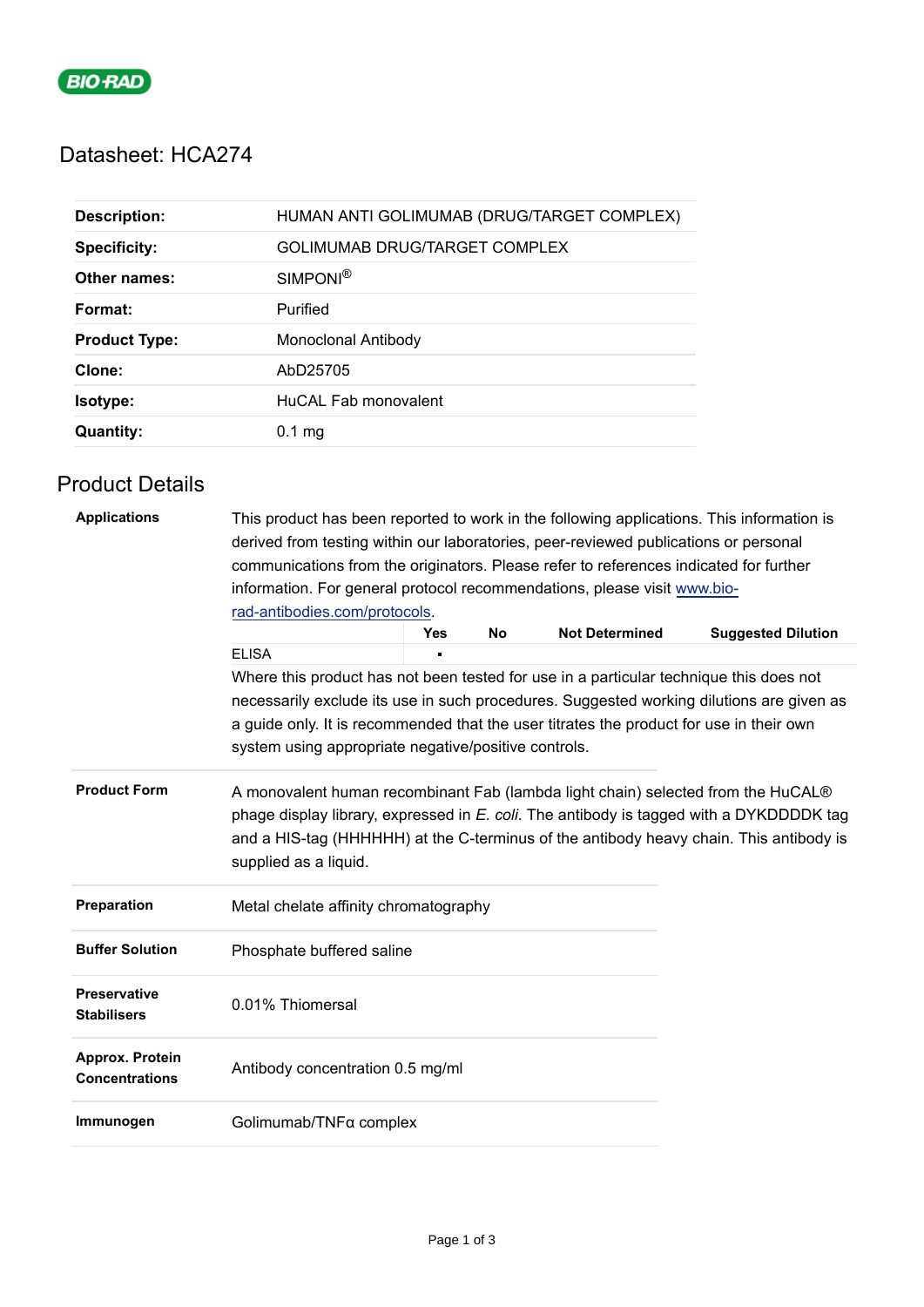# Datasheet: HCA274

| | |
|---|---|
| **Description:** | HUMAN ANTI GOLIMUMAB (DRUG/TARGET COMPLEX) |
| **Specificity:** | GOLIMUMAB DRUG/TARGET COMPLEX |
| **Other names:** | SIMPONI® |
| **Format:** | Purified |
| **Product Type:** | Monoclonal Antibody |
| **Clone:** | AbD25705 |
| **Isotype:** | HuCAL Fab monovalent |
| **Quantity:** | 0.1 mg |

## Product Details

**Applications**

This product has been reported to work in the following applications. This information is derived from testing within our laboratories, peer-reviewed publications or personal communications from the originators. Please refer to references indicated for further information. For general protocol recommendations, please visit www.bio-rad-antibodies.com/protocols.

| | Yes | No | Not Determined | Suggested Dilution |
|---|---|---|---|---|
| ELISA | ▪ | | | |

Where this product has not been tested for use in a particular technique this does not necessarily exclude its use in such procedures. Suggested working dilutions are given as a guide only. It is recommended that the user titrates the product for use in their own system using appropriate negative/positive controls.

**Product Form**

A monovalent human recombinant Fab (lambda light chain) selected from the HuCAL® phage display library, expressed in *E. coli.* The antibody is tagged with a DYKDDDDK tag and a HIS-tag (HHHHHH) at the C-terminus of the antibody heavy chain. This antibody is supplied as a liquid.

**Preparation**

Metal chelate affinity chromatography

**Buffer Solution**

Phosphate buffered saline

**Preservative Stabilisers**

0.01% Thiomersal

**Approx. Protein Concentrations**

Antibody concentration 0.5 mg/ml

**Immunogen**

Golimumab/TNFα complex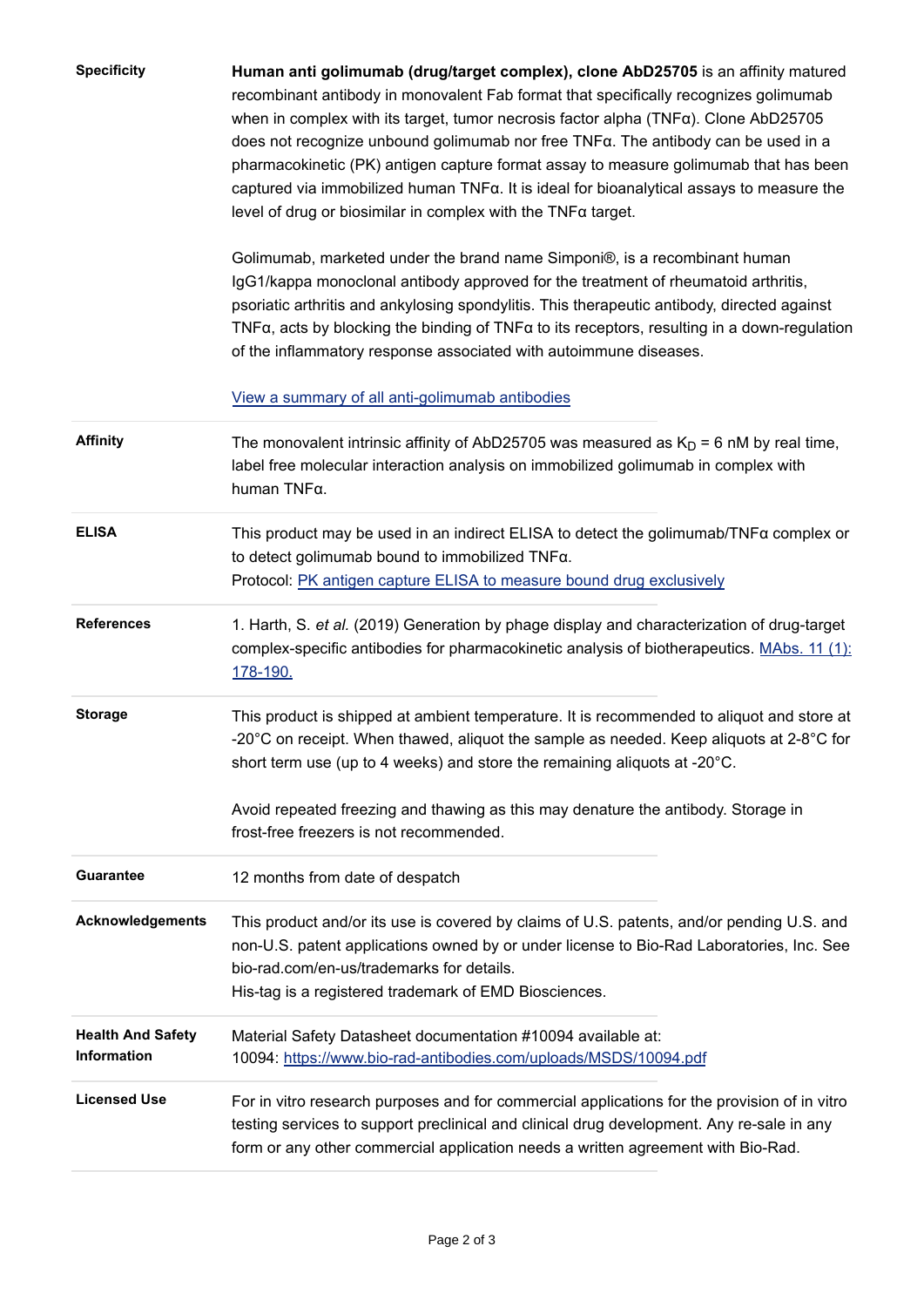| | |
|---|---|
| **Specificity** | **Human anti golimumab (drug/target complex), clone AbD25705** is an affinity matured recombinant antibody in monovalent Fab format that specifically recognizes golimumab when in complex with its target, tumor necrosis factor alpha (TNFα). Clone AbD25705 does not recognize unbound golimumab nor free TNFα. The antibody can be used in a pharmacokinetic (PK) antigen capture format assay to measure golimumab that has been captured via immobilized human TNFα. It is ideal for bioanalytical assays to measure the level of drug or biosimilar in complex with the TNFα target.<br><br>Golimumab, marketed under the brand name Simponi®, is a recombinant human IgG1/kappa monoclonal antibody approved for the treatment of rheumatoid arthritis, psoriatic arthritis and ankylosing spondylitis. This therapeutic antibody, directed against TNFα, acts by blocking the binding of TNFα to its receptors, resulting in a down-regulation of the inflammatory response associated with autoimmune diseases.<br><br>[View a summary of all anti-golimumab antibodies] |
| **Affinity** | The monovalent intrinsic affinity of AbD25705 was measured as $K_D$ = 6 nM by real time, label free molecular interaction analysis on immobilized golimumab in complex with human TNFα. |
| **ELISA** | This product may be used in an indirect ELISA to detect the golimumab/TNFα complex or to detect golimumab bound to immobilized TNFα.<br>Protocol: [PK antigen capture ELISA to measure bound drug exclusively] |
| **References** | 1. Harth, S. *et al.* (2019) Generation by phage display and characterization of drug-target complex-specific antibodies for pharmacokinetic analysis of biotherapeutics. [MAbs. 11 (1): 178-190.] |
| **Storage** | This product is shipped at ambient temperature. It is recommended to aliquot and store at -20°C on receipt. When thawed, aliquot the sample as needed. Keep aliquots at 2-8°C for short term use (up to 4 weeks) and store the remaining aliquots at -20°C.<br><br>Avoid repeated freezing and thawing as this may denature the antibody. Storage in frost-free freezers is not recommended. |
| **Guarantee** | 12 months from date of despatch |
| **Acknowledgements** | This product and/or its use is covered by claims of U.S. patents, and/or pending U.S. and non-U.S. patent applications owned by or under license to Bio-Rad Laboratories, Inc. See bio-rad.com/en-us/trademarks for details.<br>His-tag is a registered trademark of EMD Biosciences. |
| **Health And Safety Information** | Material Safety Datasheet documentation #10094 available at:<br>10094: https://www.bio-rad-antibodies.com/uploads/MSDS/10094.pdf |
| **Licensed Use** | For in vitro research purposes and for commercial applications for the provision of in vitro testing services to support preclinical and clinical drug development. Any re-sale in any form or any other commercial application needs a written agreement with Bio-Rad. |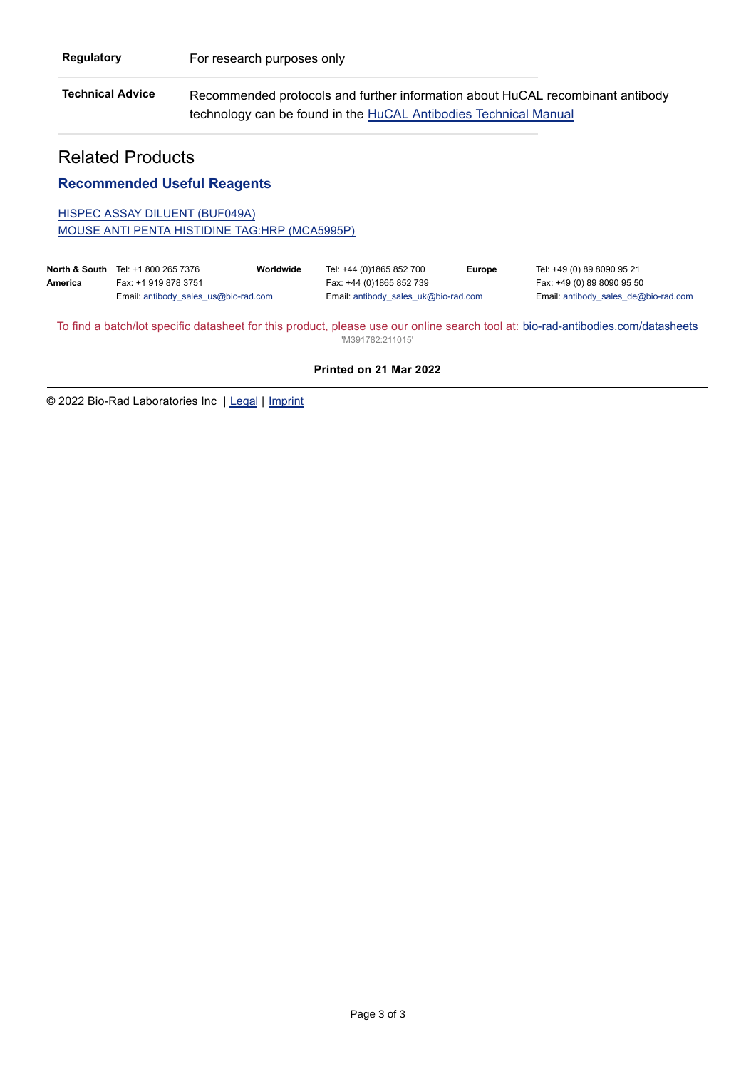| | |
|---|---|
| **Regulatory** | For research purposes only |
| **Technical Advice** | Recommended protocols and further information about HuCAL recombinant antibody technology can be found in the HuCAL Antibodies Technical Manual |

## Related Products

### Recommended Useful Reagents

HISPEC ASSAY DILUENT (BUF049A)
MOUSE ANTI PENTA HISTIDINE TAG:HRP (MCA5995P)

| | | | | | |
|---|---|---|---|---|---|
| **North & South America** | Tel: +1 800 265 7376<br>Fax: +1 919 878 3751<br>Email: antibody_sales_us@bio-rad.com | **Worldwide** | Tel: +44 (0)1865 852 700<br>Fax: +44 (0)1865 852 739<br>Email: antibody_sales_uk@bio-rad.com | **Europe** | Tel: +49 (0) 89 8090 95 21<br>Fax: +49 (0) 89 8090 95 50<br>Email: antibody_sales_de@bio-rad.com |

To find a batch/lot specific datasheet for this product, please use our online search tool at: bio-rad-antibodies.com/datasheets

'M391782:211015'

**Printed on 21 Mar 2022**

© 2022 Bio-Rad Laboratories Inc | Legal | Imprint